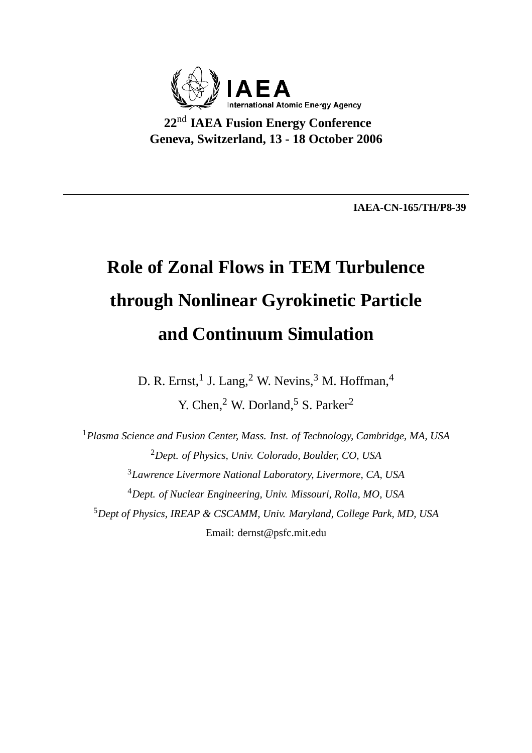IAEA

International Atomic Energy Agency

**22nd IAEA Fusion Energy Conference**
**Geneva, Switzerland, 13 - 18 October 2006**

---

**IAEA-CN-165/TH/P8-39**

# Role of Zonal Flows in TEM Turbulence through Nonlinear Gyrokinetic Particle and Continuum Simulation

D. R. Ernst,[1] J. Lang,[2] W. Nevins,[3] M. Hoffman,[4]
Y. Chen,[2] W. Dorland,[5] S. Parker[2]

[1] *Plasma Science and Fusion Center, Mass. Inst. of Technology, Cambridge, MA, USA*
[2] *Dept. of Physics, Univ. Colorado, Boulder, CO, USA*
[3] *Lawrence Livermore National Laboratory, Livermore, CA, USA*
[4] *Dept. of Nuclear Engineering, Univ. Missouri, Rolla, MO, USA*
[5] *Dept of Physics, IREAP & CSCAMM, Univ. Maryland, College Park, MD, USA*

Email: dernst@psfc.mit.edu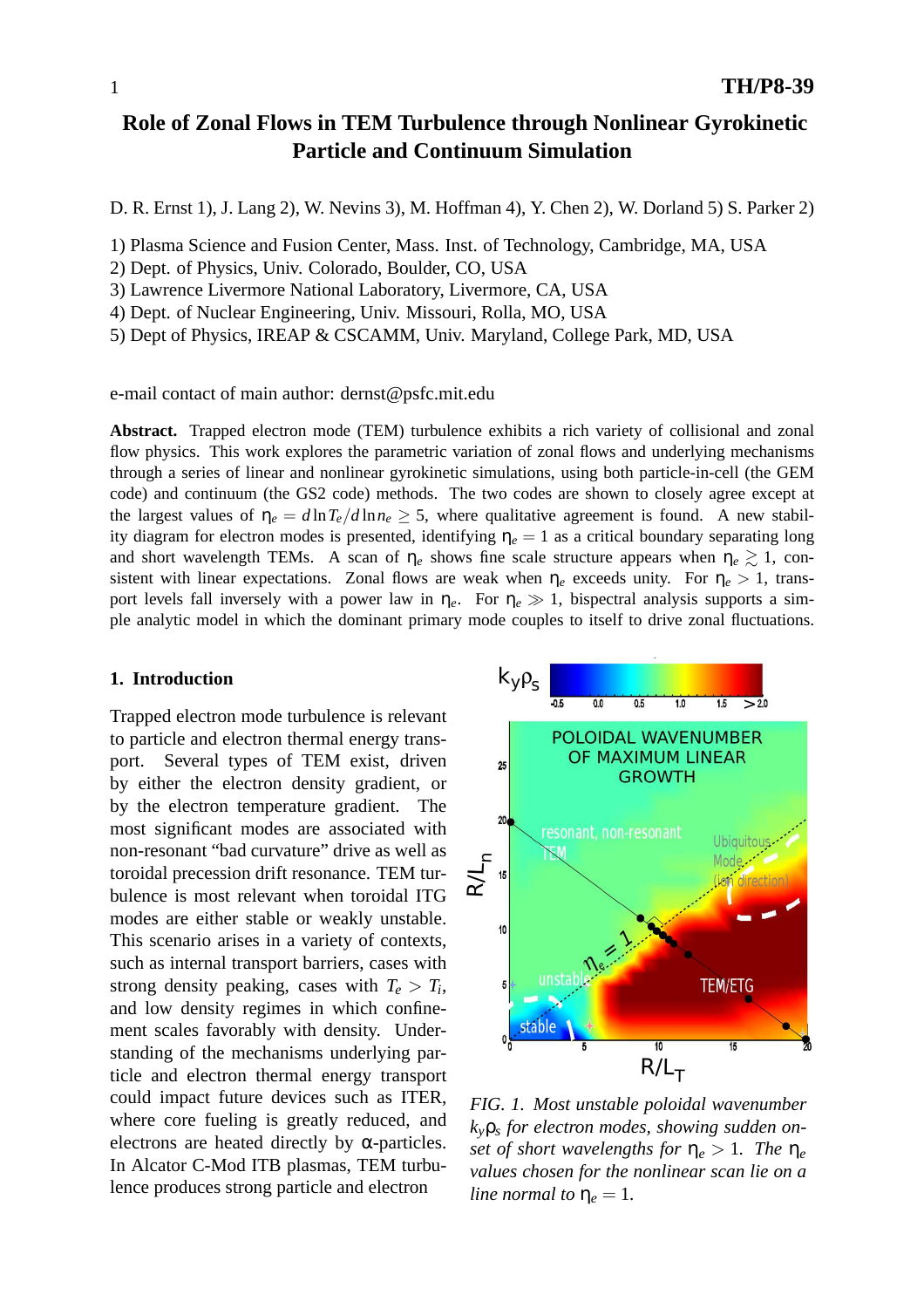# Role of Zonal Flows in TEM Turbulence through Nonlinear Gyrokinetic Particle and Continuum Simulation

D. R. Ernst 1), J. Lang 2), W. Nevins 3), M. Hoffman 4), Y. Chen 2), W. Dorland 5) S. Parker 2)

1) Plasma Science and Fusion Center, Mass. Inst. of Technology, Cambridge, MA, USA
2) Dept. of Physics, Univ. Colorado, Boulder, CO, USA
3) Lawrence Livermore National Laboratory, Livermore, CA, USA
4) Dept. of Nuclear Engineering, Univ. Missouri, Rolla, MO, USA
5) Dept of Physics, IREAP & CSCAMM, Univ. Maryland, College Park, MD, USA

e-mail contact of main author: dernst@psfc.mit.edu

**Abstract.** Trapped electron mode (TEM) turbulence exhibits a rich variety of collisional and zonal flow physics. This work explores the parametric variation of zonal flows and underlying mechanisms through a series of linear and nonlinear gyrokinetic simulations, using both particle-in-cell (the GEM code) and continuum (the GS2 code) methods. The two codes are shown to closely agree except at the largest values of $\eta_e = d\ln T_e/d\ln n_e \geq 5$, where qualitative agreement is found. A new stability diagram for electron modes is presented, identifying $\eta_e = 1$ as a critical boundary separating long and short wavelength TEMs. A scan of $\eta_e$ shows fine scale structure appears when $\eta_e \gtrsim 1$, consistent with linear expectations. Zonal flows are weak when $\eta_e$ exceeds unity. For $\eta_e > 1$, transport levels fall inversely with a power law in $\eta_e$. For $\eta_e \gg 1$, bispectral analysis supports a simple analytic model in which the dominant primary mode couples to itself to drive zonal fluctuations.

## 1. Introduction

Trapped electron mode turbulence is relevant to particle and electron thermal energy transport. Several types of TEM exist, driven by either the electron density gradient, or by the electron temperature gradient. The most significant modes are associated with non-resonant "bad curvature" drive as well as toroidal precession drift resonance. TEM turbulence is most relevant when toroidal ITG modes are either stable or weakly unstable. This scenario arises in a variety of contexts, such as internal transport barriers, cases with strong density peaking, cases with $T_e > T_i$, and low density regimes in which confinement scales favorably with density. Understanding of the mechanisms underlying particle and electron thermal energy transport could impact future devices such as ITER, where core fueling is greatly reduced, and electrons are heated directly by $\alpha$-particles. In Alcator C-Mod ITB plasmas, TEM turbulence produces strong particle and electron

*FIG. 1. Most unstable poloidal wavenumber $k_y\rho_s$ for electron modes, showing sudden onset of short wavelengths for $\eta_e > 1$. The $\eta_e$ values chosen for the nonlinear scan lie on a line normal to $\eta_e = 1$.*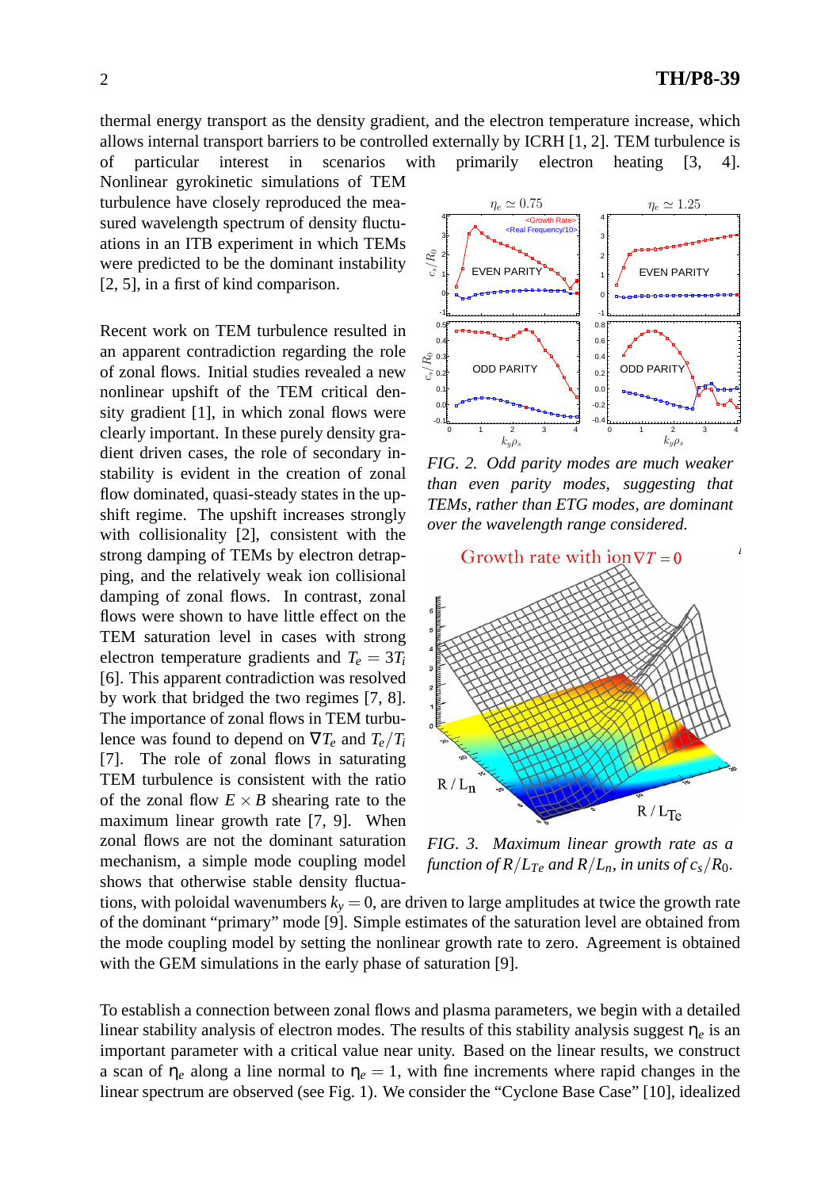thermal energy transport as the density gradient, and the electron temperature increase, which allows internal transport barriers to be controlled externally by ICRH [1, 2]. TEM turbulence is of particular interest in scenarios with primarily electron heating [3, 4]. Nonlinear gyrokinetic simulations of TEM turbulence have closely reproduced the measured wavelength spectrum of density fluctuations in an ITB experiment in which TEMs were predicted to be the dominant instability [2, 5], in a first of kind comparison.

Recent work on TEM turbulence resulted in an apparent contradiction regarding the role of zonal flows. Initial studies revealed a new nonlinear upshift of the TEM critical density gradient [1], in which zonal flows were clearly important. In these purely density gradient driven cases, the role of secondary instability is evident in the creation of zonal flow dominated, quasi-steady states in the upshift regime. The upshift increases strongly with collisionality [2], consistent with the strong damping of TEMs by electron detrapping, and the relatively weak ion collisional damping of zonal flows. In contrast, zonal flows were shown to have little effect on the TEM saturation level in cases with strong electron temperature gradients and $T_e = 3T_i$ [6]. This apparent contradiction was resolved by work that bridged the two regimes [7, 8]. The importance of zonal flows in TEM turbulence was found to depend on $\nabla T_e$ and $T_e/T_i$ [7]. The role of zonal flows in saturating TEM turbulence is consistent with the ratio of the zonal flow $E \times B$ shearing rate to the maximum linear growth rate [7, 9]. When zonal flows are not the dominant saturation mechanism, a simple mode coupling model shows that otherwise stable density fluctuations, with poloidal wavenumbers $k_y = 0$, are driven to large amplitudes at twice the growth rate of the dominant "primary" mode [9]. Simple estimates of the saturation level are obtained from the mode coupling model by setting the nonlinear growth rate to zero. Agreement is obtained with the GEM simulations in the early phase of saturation [9].

*FIG. 2. Odd parity modes are much weaker than even parity modes, suggesting that TEMs, rather than ETG modes, are dominant over the wavelength range considered.*

*FIG. 3. Maximum linear growth rate as a function of $R/L_{Te}$ and $R/L_n$, in units of $c_s/R_0$.*

To establish a connection between zonal flows and plasma parameters, we begin with a detailed linear stability analysis of electron modes. The results of this stability analysis suggest $\eta_e$ is an important parameter with a critical value near unity. Based on the linear results, we construct a scan of $\eta_e$ along a line normal to $\eta_e = 1$, with fine increments where rapid changes in the linear spectrum are observed (see Fig. 1). We consider the "Cyclone Base Case" [10], idealized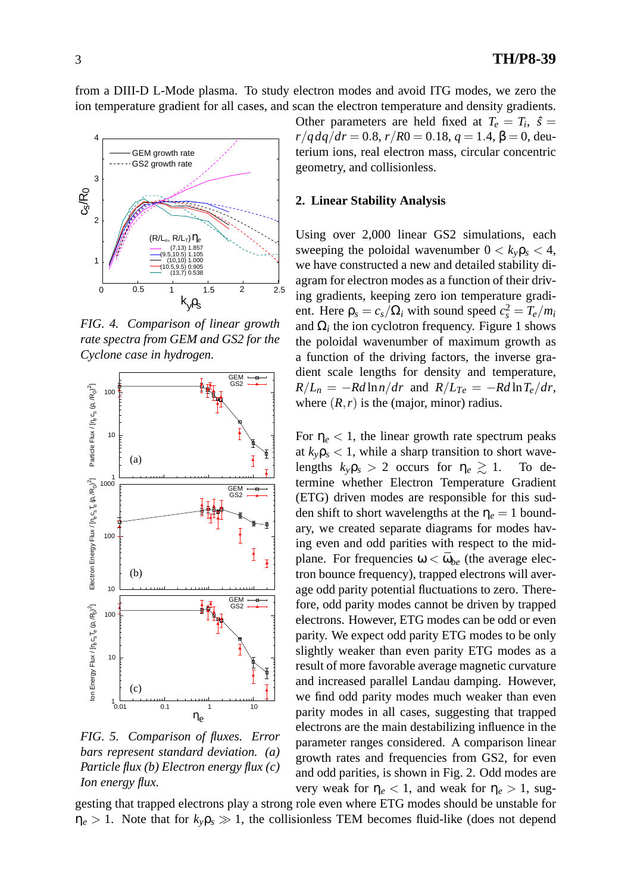from a DIII-D L-Mode plasma. To study electron modes and avoid ITG modes, we zero the ion temperature gradient for all cases, and scan the electron temperature and density gradients. Other parameters are held fixed at $T_e = T_i$, $\hat{s} = r/q\, dq/dr = 0.8$, $r/R0 = 0.18$, $q = 1.4$, $\beta = 0$, deuterium ions, real electron mass, circular concentric geometry, and collisionless.

*FIG. 4. Comparison of linear growth rate spectra from GEM and GS2 for the Cyclone case in hydrogen.*

*FIG. 5. Comparison of fluxes. Error bars represent standard deviation. (a) Particle flux (b) Electron energy flux (c) Ion energy flux.*

## 2. Linear Stability Analysis

Using over 2,000 linear GS2 simulations, each sweeping the poloidal wavenumber $0 < k_y\rho_s < 4$, we have constructed a new and detailed stability diagram for electron modes as a function of their driving gradients, keeping zero ion temperature gradient. Here $\rho_s = c_s/\Omega_i$ with sound speed $c_s^2 = T_e/m_i$ and $\Omega_i$ the ion cyclotron frequency. Figure 1 shows the poloidal wavenumber of maximum growth as a function of the driving factors, the inverse gradient scale lengths for density and temperature, $R/L_n = -Rd\ln n/dr$ and $R/L_{Te} = -Rd\ln T_e/dr$, where $(R,r)$ is the (major, minor) radius.

For $\eta_e < 1$, the linear growth rate spectrum peaks at $k_y\rho_s < 1$, while a sharp transition to short wavelengths $k_y\rho_s > 2$ occurs for $\eta_e \gtrsim 1$. To determine whether Electron Temperature Gradient (ETG) driven modes are responsible for this sudden shift to short wavelengths at the $\eta_e = 1$ boundary, we created separate diagrams for modes having even and odd parities with respect to the midplane. For frequencies $\omega < \bar{\omega}_{be}$ (the average electron bounce frequency), trapped electrons will average odd parity potential fluctuations to zero. Therefore, odd parity modes cannot be driven by trapped electrons. However, ETG modes can be odd or even parity. We expect odd parity ETG modes to be only slightly weaker than even parity ETG modes as a result of more favorable average magnetic curvature and increased parallel Landau damping. However, we find odd parity modes much weaker than even parity modes in all cases, suggesting that trapped electrons are the main destabilizing influence in the parameter ranges considered. A comparison linear growth rates and frequencies from GS2, for even and odd parities, is shown in Fig. 2. Odd modes are very weak for $\eta_e < 1$, and weak for $\eta_e > 1$, suggesting that trapped electrons play a strong role even where ETG modes should be unstable for $\eta_e > 1$. Note that for $k_y\rho_s \gg 1$, the collisionless TEM becomes fluid-like (does not depend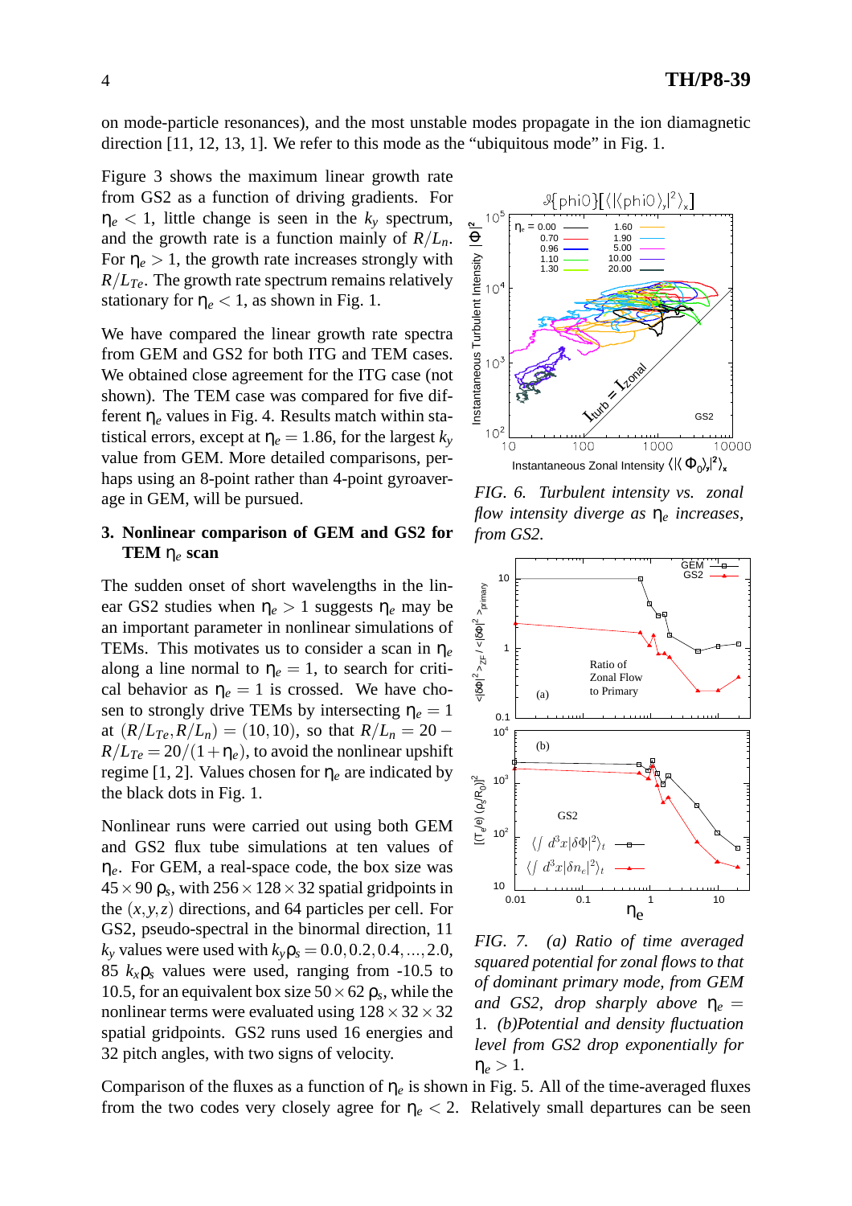on mode-particle resonances), and the most unstable modes propagate in the ion diamagnetic direction [11, 12, 13, 1]. We refer to this mode as the "ubiquitous mode" in Fig. 1.

Figure 3 shows the maximum linear growth rate from GS2 as a function of driving gradients. For $\eta_e < 1$, little change is seen in the $k_y$ spectrum, and the growth rate is a function mainly of $R/L_n$. For $\eta_e > 1$, the growth rate increases strongly with $R/L_{Te}$. The growth rate spectrum remains relatively stationary for $\eta_e < 1$, as shown in Fig. 1.

We have compared the linear growth rate spectra from GEM and GS2 for both ITG and TEM cases. We obtained close agreement for the ITG case (not shown). The TEM case was compared for five different $\eta_e$ values in Fig. 4. Results match within statistical errors, except at $\eta_e = 1.86$, for the largest $k_y$ value from GEM. More detailed comparisons, perhaps using an 8-point rather than 4-point gyroaverage in GEM, will be pursued.

FIG. 6. *Turbulent intensity vs. zonal flow intensity diverge as $\eta_e$ increases, from GS2.*

## 3. Nonlinear comparison of GEM and GS2 for TEM $\eta_e$ scan

The sudden onset of short wavelengths in the linear GS2 studies when $\eta_e > 1$ suggests $\eta_e$ may be an important parameter in nonlinear simulations of TEMs. This motivates us to consider a scan in $\eta_e$ along a line normal to $\eta_e = 1$, to search for critical behavior as $\eta_e = 1$ is crossed. We have chosen to strongly drive TEMs by intersecting $\eta_e = 1$ at $(R/L_{Te}, R/L_n) = (10, 10)$, so that $R/L_n = 20 - R/L_{Te} = 20/(1+\eta_e)$, to avoid the nonlinear upshift regime [1, 2]. Values chosen for $\eta_e$ are indicated by the black dots in Fig. 1.

Nonlinear runs were carried out using both GEM and GS2 flux tube simulations at ten values of $\eta_e$. For GEM, a real-space code, the box size was $45 \times 90$ $\rho_s$, with $256 \times 128 \times 32$ spatial gridpoints in the $(x, y, z)$ directions, and 64 particles per cell. For GS2, pseudo-spectral in the binormal direction, 11 $k_y$ values were used with $k_y\rho_s = 0.0, 0.2, 0.4, \ldots, 2.0$, 85 $k_x\rho_s$ values were used, ranging from -10.5 to 10.5, for an equivalent box size $50 \times 62$ $\rho_s$, while the nonlinear terms were evaluated using $128 \times 32 \times 32$ spatial gridpoints. GS2 runs used 16 energies and 32 pitch angles, with two signs of velocity.

FIG. 7. *(a) Ratio of time averaged squared potential for zonal flows to that of dominant primary mode, from GEM and GS2, drop sharply above $\eta_e = 1$. (b)Potential and density fluctuation level from GS2 drop exponentially for $\eta_e > 1$.*

Comparison of the fluxes as a function of $\eta_e$ is shown in Fig. 5. All of the time-averaged fluxes from the two codes very closely agree for $\eta_e < 2$. Relatively small departures can be seen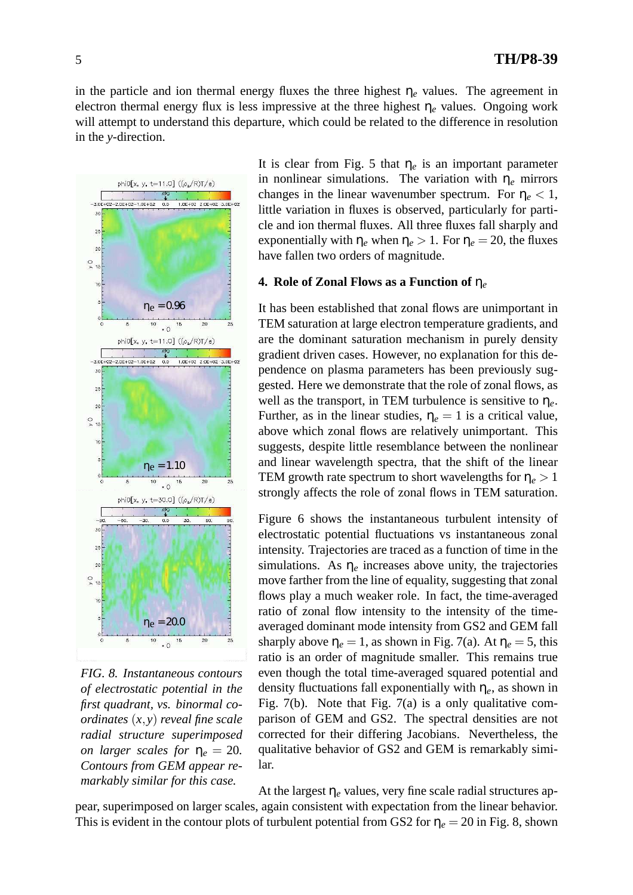in the particle and ion thermal energy fluxes the three highest $\eta_e$ values. The agreement in electron thermal energy flux is less impressive at the three highest $\eta_e$ values. Ongoing work will attempt to understand this departure, which could be related to the difference in resolution in the *y*-direction.

*FIG. 8. Instantaneous contours of electrostatic potential in the first quadrant, vs. binormal coordinates $(x, y)$ reveal fine scale radial structure superimposed on larger scales for $\eta_e = 20$. Contours from GEM appear remarkably similar for this case.*

It is clear from Fig. 5 that $\eta_e$ is an important parameter in nonlinear simulations. The variation with $\eta_e$ mirrors changes in the linear wavenumber spectrum. For $\eta_e < 1$, little variation in fluxes is observed, particularly for particle and ion thermal fluxes. All three fluxes fall sharply and exponentially with $\eta_e$ when $\eta_e > 1$. For $\eta_e = 20$, the fluxes have fallen two orders of magnitude.

#### 4. Role of Zonal Flows as a Function of $\eta_e$

It has been established that zonal flows are unimportant in TEM saturation at large electron temperature gradients, and are the dominant saturation mechanism in purely density gradient driven cases. However, no explanation for this dependence on plasma parameters has been previously suggested. Here we demonstrate that the role of zonal flows, as well as the transport, in TEM turbulence is sensitive to $\eta_e$. Further, as in the linear studies, $\eta_e = 1$ is a critical value, above which zonal flows are relatively unimportant. This suggests, despite little resemblance between the nonlinear and linear wavelength spectra, that the shift of the linear TEM growth rate spectrum to short wavelengths for $\eta_e > 1$ strongly affects the role of zonal flows in TEM saturation.

Figure 6 shows the instantaneous turbulent intensity of electrostatic potential fluctuations vs instantaneous zonal intensity. Trajectories are traced as a function of time in the simulations. As $\eta_e$ increases above unity, the trajectories move farther from the line of equality, suggesting that zonal flows play a much weaker role. In fact, the time-averaged ratio of zonal flow intensity to the intensity of the time-averaged dominant mode intensity from GS2 and GEM fall sharply above $\eta_e = 1$, as shown in Fig. 7(a). At $\eta_e = 5$, this ratio is an order of magnitude smaller. This remains true even though the total time-averaged squared potential and density fluctuations fall exponentially with $\eta_e$, as shown in Fig. 7(b). Note that Fig. 7(a) is a only qualitative comparison of GEM and GS2. The spectral densities are not corrected for their differing Jacobians. Nevertheless, the qualitative behavior of GS2 and GEM is remarkably similar.

At the largest $\eta_e$ values, very fine scale radial structures appear, superimposed on larger scales, again consistent with expectation from the linear behavior. This is evident in the contour plots of turbulent potential from GS2 for $\eta_e = 20$ in Fig. 8, shown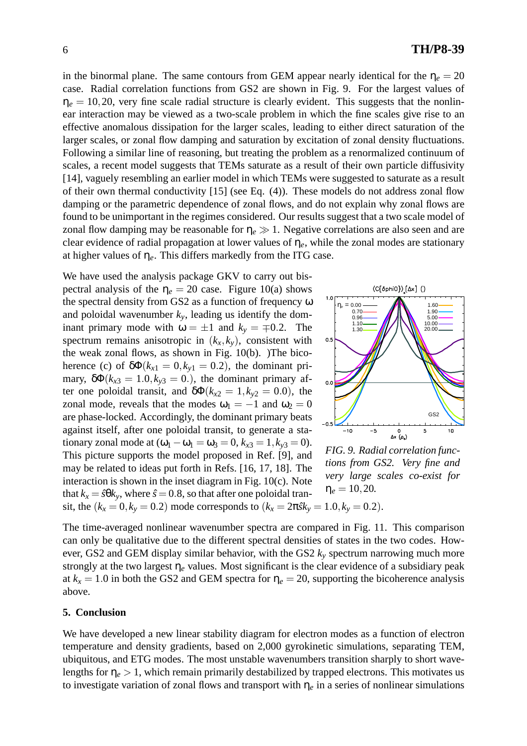in the binormal plane. The same contours from GEM appear nearly identical for the $\eta_e = 20$ case. Radial correlation functions from GS2 are shown in Fig. 9. For the largest values of $\eta_e = 10, 20$, very fine scale radial structure is clearly evident. This suggests that the nonlinear interaction may be viewed as a two-scale problem in which the fine scales give rise to an effective anomalous dissipation for the larger scales, leading to either direct saturation of the larger scales, or zonal flow damping and saturation by excitation of zonal density fluctuations. Following a similar line of reasoning, but treating the problem as a renormalized continuum of scales, a recent model suggests that TEMs saturate as a result of their own particle diffusivity [14], vaguely resembling an earlier model in which TEMs were suggested to saturate as a result of their own thermal conductivity [15] (see Eq. (4)). These models do not address zonal flow damping or the parametric dependence of zonal flows, and do not explain why zonal flows are found to be unimportant in the regimes considered. Our results suggest that a two scale model of zonal flow damping may be reasonable for $\eta_e \gg 1$. Negative correlations are also seen and are clear evidence of radial propagation at lower values of $\eta_e$, while the zonal modes are stationary at higher values of $\eta_e$. This differs markedly from the ITG case.

We have used the analysis package GKV to carry out bispectral analysis of the $\eta_e = 20$ case. Figure 10(a) shows the spectral density from GS2 as a function of frequency $\omega$ and poloidal wavenumber $k_y$, leading us identify the dominant primary mode with $\omega = \pm 1$ and $k_y = \mp 0.2$. The spectrum remains anisotropic in $(k_x, k_y)$, consistent with the weak zonal flows, as shown in Fig. 10(b). )The bicoherence (c) of $\delta\Phi(k_{x1} = 0, k_{y1} = 0.2)$, the dominant primary, $\delta\Phi(k_{x3} = 1.0, k_{y3} = 0.)$, the dominant primary after one poloidal transit, and $\delta\Phi(k_{x2} = 1, k_{y2} = 0.0)$, the zonal mode, reveals that the modes $\omega_1 = -1$ and $\omega_2 = 0$ are phase-locked. Accordingly, the dominant primary beats against itself, after one poloidal transit, to generate a stationary zonal mode at $(\omega_1 - \omega_1 = \omega_3 = 0, k_{x3} = 1, k_{y3} = 0)$. This picture supports the model proposed in Ref. [9], and may be related to ideas put forth in Refs. [16, 17, 18]. The interaction is shown in the inset diagram in Fig. 10(c). Note that $k_x = \hat{s}\theta k_y$, where $\hat{s} = 0.8$, so that after one poloidal transit, the $(k_x = 0, k_y = 0.2)$ mode corresponds to $(k_x = 2\pi\hat{s}k_y = 1.0, k_y = 0.2)$.

*FIG. 9. Radial correlation functions from GS2. Very fine and very large scales co-exist for $\eta_e = 10, 20$.*

The time-averaged nonlinear wavenumber spectra are compared in Fig. 11. This comparison can only be qualitative due to the different spectral densities of states in the two codes. However, GS2 and GEM display similar behavior, with the GS2 $k_y$ spectrum narrowing much more strongly at the two largest $\eta_e$ values. Most significant is the clear evidence of a subsidiary peak at $k_x = 1.0$ in both the GS2 and GEM spectra for $\eta_e = 20$, supporting the bicoherence analysis above.

## 5. Conclusion

We have developed a new linear stability diagram for electron modes as a function of electron temperature and density gradients, based on 2,000 gyrokinetic simulations, separating TEM, ubiquitous, and ETG modes. The most unstable wavenumbers transition sharply to short wavelengths for $\eta_e > 1$, which remain primarily destabilized by trapped electrons. This motivates us to investigate variation of zonal flows and transport with $\eta_e$ in a series of nonlinear simulations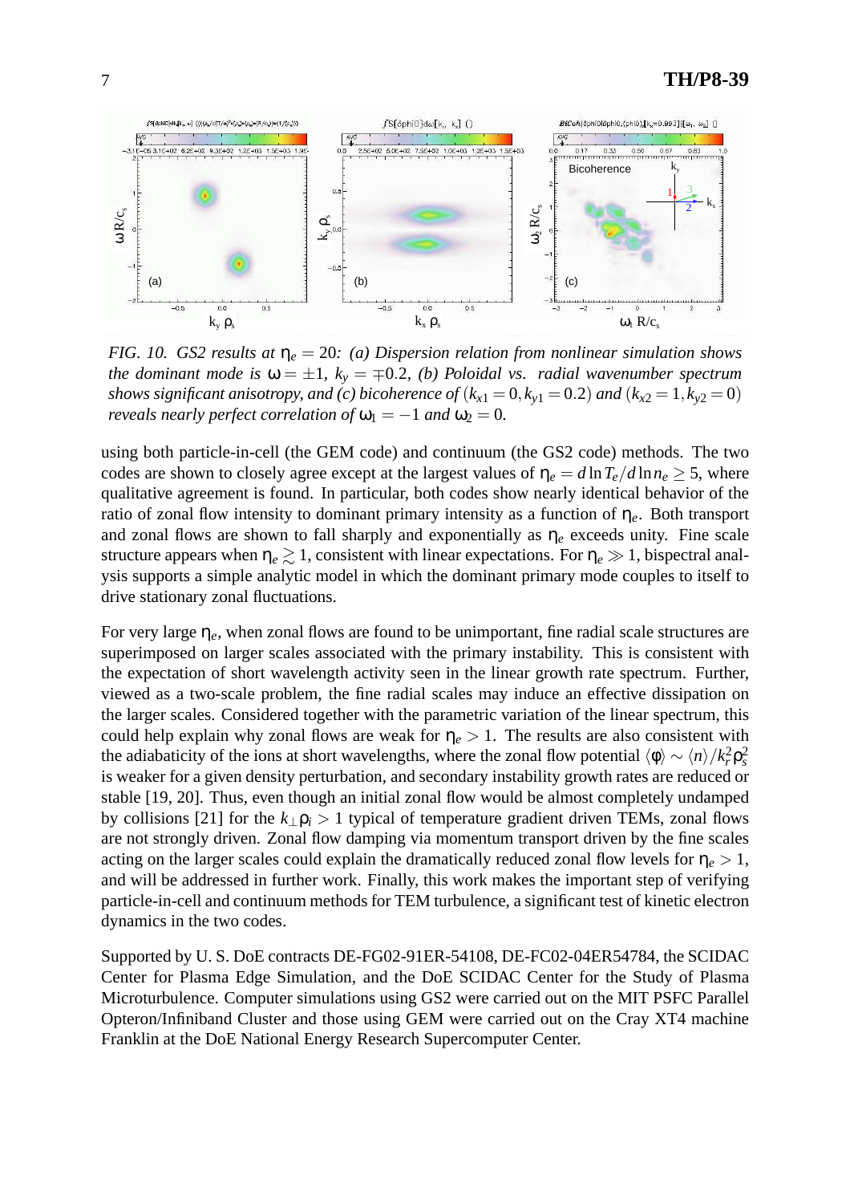*FIG. 10. GS2 results at $\eta_e = 20$: (a) Dispersion relation from nonlinear simulation shows the dominant mode is $\omega = \pm 1$, $k_y = \mp 0.2$, (b) Poloidal vs. radial wavenumber spectrum shows significant anisotropy, and (c) bicoherence of $(k_{x1} = 0, k_{y1} = 0.2)$ and $(k_{x2} = 1, k_{y2} = 0)$ reveals nearly perfect correlation of $\omega_1 = -1$ and $\omega_2 = 0$.*

using both particle-in-cell (the GEM code) and continuum (the GS2 code) methods. The two codes are shown to closely agree except at the largest values of $\eta_e = d\ln T_e/d\ln n_e \geq 5$, where qualitative agreement is found. In particular, both codes show nearly identical behavior of the ratio of zonal flow intensity to dominant primary intensity as a function of $\eta_e$. Both transport and zonal flows are shown to fall sharply and exponentially as $\eta_e$ exceeds unity. Fine scale structure appears when $\eta_e \gtrsim 1$, consistent with linear expectations. For $\eta_e \gg 1$, bispectral analysis supports a simple analytic model in which the dominant primary mode couples to itself to drive stationary zonal fluctuations.

For very large $\eta_e$, when zonal flows are found to be unimportant, fine radial scale structures are superimposed on larger scales associated with the primary instability. This is consistent with the expectation of short wavelength activity seen in the linear growth rate spectrum. Further, viewed as a two-scale problem, the fine radial scales may induce an effective dissipation on the larger scales. Considered together with the parametric variation of the linear spectrum, this could help explain why zonal flows are weak for $\eta_e > 1$. The results are also consistent with the adiabaticity of the ions at short wavelengths, where the zonal flow potential $\langle\phi\rangle \sim \langle n\rangle/k_r^2\rho_s^2$ is weaker for a given density perturbation, and secondary instability growth rates are reduced or stable [19, 20]. Thus, even though an initial zonal flow would be almost completely undamped by collisions [21] for the $k_\perp\rho_i > 1$ typical of temperature gradient driven TEMs, zonal flows are not strongly driven. Zonal flow damping via momentum transport driven by the fine scales acting on the larger scales could explain the dramatically reduced zonal flow levels for $\eta_e > 1$, and will be addressed in further work. Finally, this work makes the important step of verifying particle-in-cell and continuum methods for TEM turbulence, a significant test of kinetic electron dynamics in the two codes.

Supported by U. S. DoE contracts DE-FG02-91ER-54108, DE-FC02-04ER54784, the SCIDAC Center for Plasma Edge Simulation, and the DoE SCIDAC Center for the Study of Plasma Microturbulence. Computer simulations using GS2 were carried out on the MIT PSFC Parallel Opteron/Infiniband Cluster and those using GEM were carried out on the Cray XT4 machine Franklin at the DoE National Energy Research Supercomputer Center.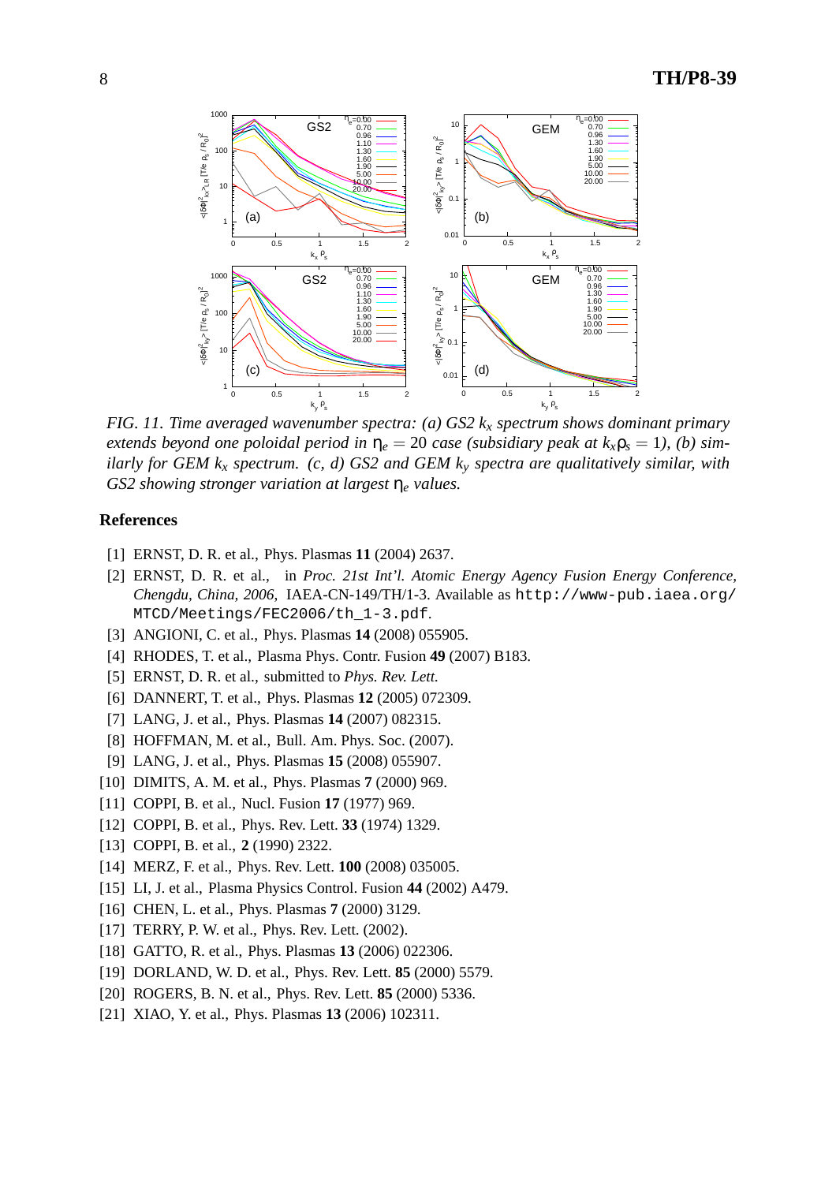GS2

$\eta_e$=0.00
0.70
0.96
1.10
1.30
1.60
1.90
5.00
10.00
20.00

1000
100
10
1

(a)

0 0.5 1 1.5 2

$k_x \rho_s$

$\langle|\delta\Phi|^2_{kx}\rangle_{LR}$ [T/e $\rho_s$ / $R_0$]$^2$

GEM

$\eta_e$=0.00
0.70
0.96
1.30
1.60
1.90
5.00
10.00
20.00

10
1
0.1
0.01

(b)

0 0.5 1 1.5 2

$k_x \rho_s$

$\langle|\delta\Phi|^2_{ky}\rangle$ [T/e $\rho_s$ / $R_0$]$^2$

GS2

$\eta_e$=0.00
0.70
0.96
1.10
1.30
1.60
1.90
5.00
10.00
20.00

1000
100
10
1

(c)

0 0.5 1 1.5 2

$k_y \rho_s$

$\langle|\delta\Phi|^2_{ky}\rangle$ [T/e $\rho_s$ / $R_0$]$^2$

GEM

$\eta_e$=0.00
0.70
0.96
1.30
1.60
1.90
5.00
10.00
20.00

10
1
0.1
0.01

(d)

0 0.5 1 1.5 2

$k_y \rho_s$

$\langle|\delta\Phi|^2_{ky}\rangle$ [T/e $\rho_s$ / $R_0$]$^2$

*FIG. 11. Time averaged wavenumber spectra: (a) GS2 $k_x$ spectrum shows dominant primary extends beyond one poloidal period in $\eta_e = 20$ case (subsidiary peak at $k_x\rho_s = 1$), (b) similarly for GEM $k_x$ spectrum. (c, d) GS2 and GEM $k_y$ spectra are qualitatively similar, with GS2 showing stronger variation at largest $\eta_e$ values.*

## References

[1] ERNST, D. R. et al., Phys. Plasmas **11** (2004) 2637.

[2] ERNST, D. R. et al., in *Proc. 21st Int'l. Atomic Energy Agency Fusion Energy Conference, Chengdu, China, 2006*, IAEA-CN-149/TH/1-3. Available as `http://www-pub.iaea.org/MTCD/Meetings/FEC2006/th_1-3.pdf`.

[3] ANGIONI, C. et al., Phys. Plasmas **14** (2008) 055905.

[4] RHODES, T. et al., Plasma Phys. Contr. Fusion **49** (2007) B183.

[5] ERNST, D. R. et al., submitted to *Phys. Rev. Lett.*

[6] DANNERT, T. et al., Phys. Plasmas **12** (2005) 072309.

[7] LANG, J. et al., Phys. Plasmas **14** (2007) 082315.

[8] HOFFMAN, M. et al., Bull. Am. Phys. Soc. (2007).

[9] LANG, J. et al., Phys. Plasmas **15** (2008) 055907.

[10] DIMITS, A. M. et al., Phys. Plasmas **7** (2000) 969.

[11] COPPI, B. et al., Nucl. Fusion **17** (1977) 969.

[12] COPPI, B. et al., Phys. Rev. Lett. **33** (1974) 1329.

[13] COPPI, B. et al., **2** (1990) 2322.

[14] MERZ, F. et al., Phys. Rev. Lett. **100** (2008) 035005.

[15] LI, J. et al., Plasma Physics Control. Fusion **44** (2002) A479.

[16] CHEN, L. et al., Phys. Plasmas **7** (2000) 3129.

[17] TERRY, P. W. et al., Phys. Rev. Lett. (2002).

[18] GATTO, R. et al., Phys. Plasmas **13** (2006) 022306.

[19] DORLAND, W. D. et al., Phys. Rev. Lett. **85** (2000) 5579.

[20] ROGERS, B. N. et al., Phys. Rev. Lett. **85** (2000) 5336.

[21] XIAO, Y. et al., Phys. Plasmas **13** (2006) 102311.